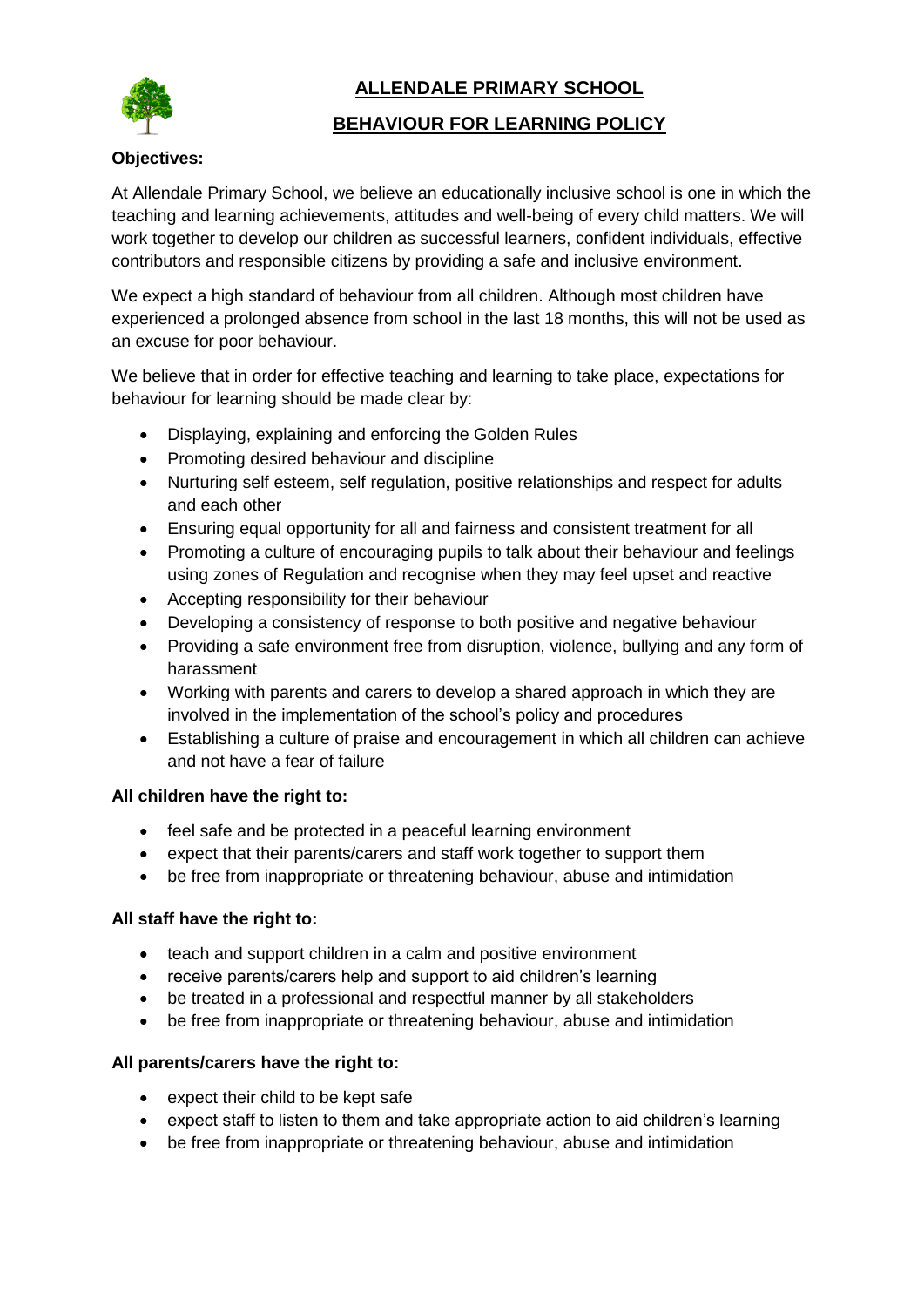# ALLENDALE PRIMARY SCHOOL

## BEHAVIOUR FOR LEARNING POLICY

**Objectives:**

At Allendale Primary School, we believe an educationally inclusive school is one in which the teaching and learning achievements, attitudes and well-being of every child matters. We will work together to develop our children as successful learners, confident individuals, effective contributors and responsible citizens by providing a safe and inclusive environment.

We expect a high standard of behaviour from all children. Although most children have experienced a prolonged absence from school in the last 18 months, this will not be used as an excuse for poor behaviour.

We believe that in order for effective teaching and learning to take place, expectations for behaviour for learning should be made clear by:

- Displaying, explaining and enforcing the Golden Rules
- Promoting desired behaviour and discipline
- Nurturing self esteem, self regulation, positive relationships and respect for adults and each other
- Ensuring equal opportunity for all and fairness and consistent treatment for all
- Promoting a culture of encouraging pupils to talk about their behaviour and feelings using zones of Regulation and recognise when they may feel upset and reactive
- Accepting responsibility for their behaviour
- Developing a consistency of response to both positive and negative behaviour
- Providing a safe environment free from disruption, violence, bullying and any form of harassment
- Working with parents and carers to develop a shared approach in which they are involved in the implementation of the school's policy and procedures
- Establishing a culture of praise and encouragement in which all children can achieve and not have a fear of failure

**All children have the right to:**

- feel safe and be protected in a peaceful learning environment
- expect that their parents/carers and staff work together to support them
- be free from inappropriate or threatening behaviour, abuse and intimidation

**All staff have the right to:**

- teach and support children in a calm and positive environment
- receive parents/carers help and support to aid children's learning
- be treated in a professional and respectful manner by all stakeholders
- be free from inappropriate or threatening behaviour, abuse and intimidation

**All parents/carers have the right to:**

- expect their child to be kept safe
- expect staff to listen to them and take appropriate action to aid children's learning
- be free from inappropriate or threatening behaviour, abuse and intimidation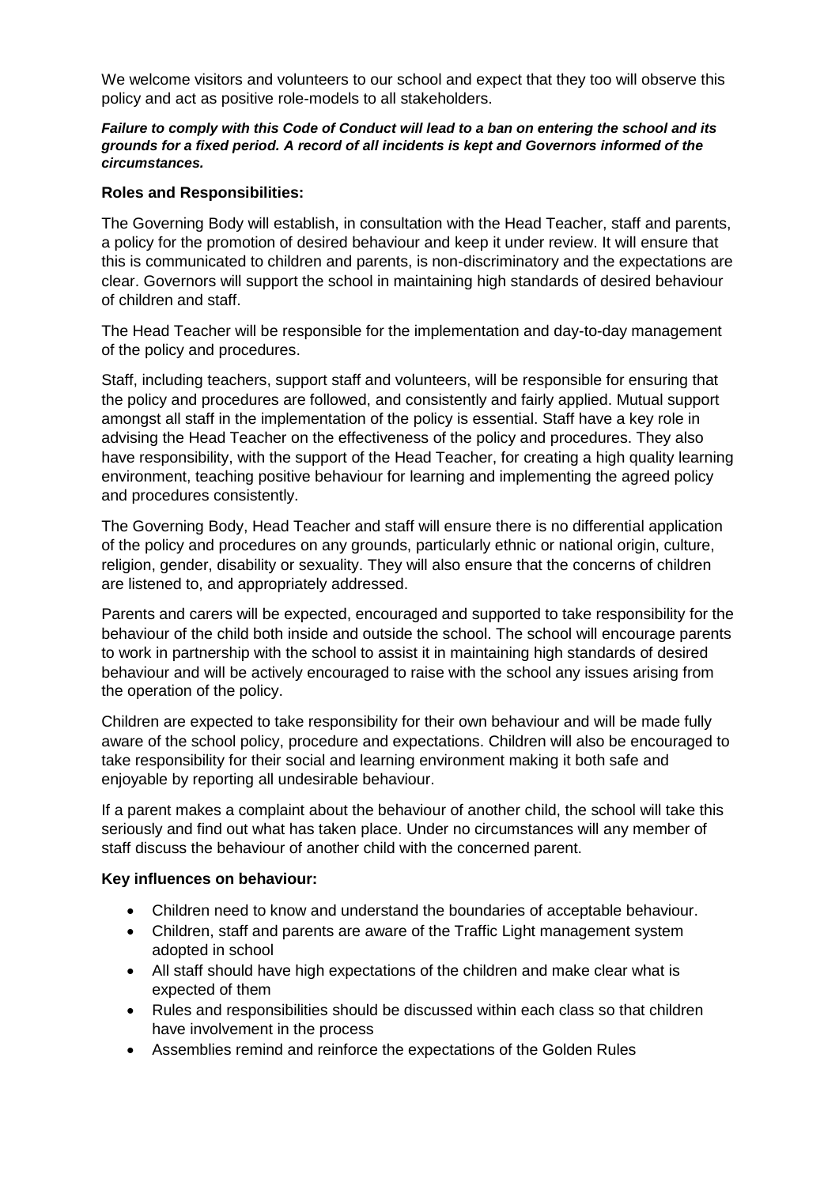We welcome visitors and volunteers to our school and expect that they too will observe this policy and act as positive role-models to all stakeholders.

***Failure to comply with this Code of Conduct will lead to a ban on entering the school and its grounds for a fixed period. A record of all incidents is kept and Governors informed of the circumstances.***

**Roles and Responsibilities:**

The Governing Body will establish, in consultation with the Head Teacher, staff and parents, a policy for the promotion of desired behaviour and keep it under review. It will ensure that this is communicated to children and parents, is non-discriminatory and the expectations are clear. Governors will support the school in maintaining high standards of desired behaviour of children and staff.

The Head Teacher will be responsible for the implementation and day-to-day management of the policy and procedures.

Staff, including teachers, support staff and volunteers, will be responsible for ensuring that the policy and procedures are followed, and consistently and fairly applied. Mutual support amongst all staff in the implementation of the policy is essential. Staff have a key role in advising the Head Teacher on the effectiveness of the policy and procedures. They also have responsibility, with the support of the Head Teacher, for creating a high quality learning environment, teaching positive behaviour for learning and implementing the agreed policy and procedures consistently.

The Governing Body, Head Teacher and staff will ensure there is no differential application of the policy and procedures on any grounds, particularly ethnic or national origin, culture, religion, gender, disability or sexuality. They will also ensure that the concerns of children are listened to, and appropriately addressed.

Parents and carers will be expected, encouraged and supported to take responsibility for the behaviour of the child both inside and outside the school. The school will encourage parents to work in partnership with the school to assist it in maintaining high standards of desired behaviour and will be actively encouraged to raise with the school any issues arising from the operation of the policy.

Children are expected to take responsibility for their own behaviour and will be made fully aware of the school policy, procedure and expectations. Children will also be encouraged to take responsibility for their social and learning environment making it both safe and enjoyable by reporting all undesirable behaviour.

If a parent makes a complaint about the behaviour of another child, the school will take this seriously and find out what has taken place. Under no circumstances will any member of staff discuss the behaviour of another child with the concerned parent.

**Key influences on behaviour:**

- Children need to know and understand the boundaries of acceptable behaviour.
- Children, staff and parents are aware of the Traffic Light management system adopted in school
- All staff should have high expectations of the children and make clear what is expected of them
- Rules and responsibilities should be discussed within each class so that children have involvement in the process
- Assemblies remind and reinforce the expectations of the Golden Rules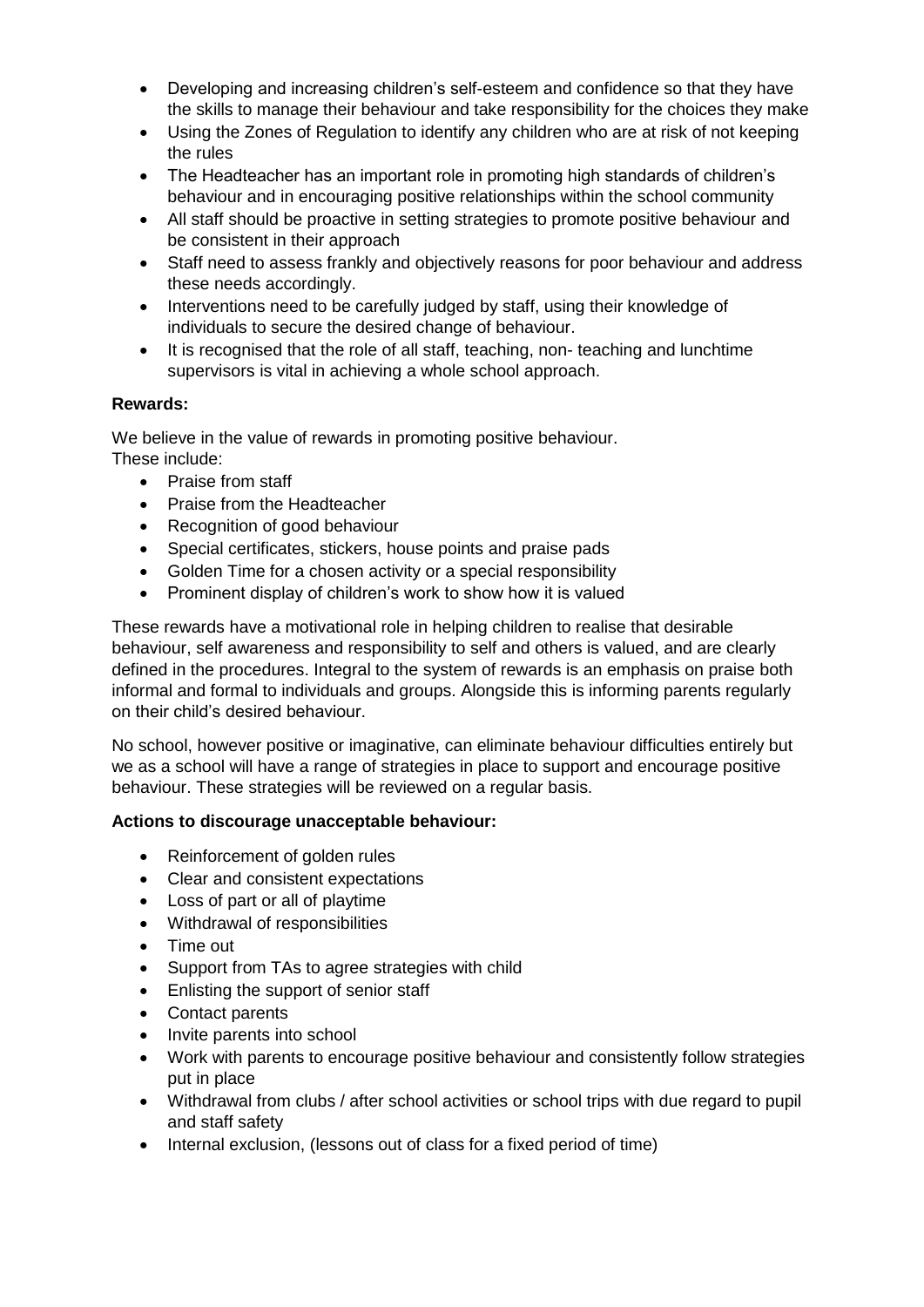- Developing and increasing children's self-esteem and confidence so that they have the skills to manage their behaviour and take responsibility for the choices they make
- Using the Zones of Regulation to identify any children who are at risk of not keeping the rules
- The Headteacher has an important role in promoting high standards of children's behaviour and in encouraging positive relationships within the school community
- All staff should be proactive in setting strategies to promote positive behaviour and be consistent in their approach
- Staff need to assess frankly and objectively reasons for poor behaviour and address these needs accordingly.
- Interventions need to be carefully judged by staff, using their knowledge of individuals to secure the desired change of behaviour.
- It is recognised that the role of all staff, teaching, non- teaching and lunchtime supervisors is vital in achieving a whole school approach.

**Rewards:**

We believe in the value of rewards in promoting positive behaviour.
These include:

- Praise from staff
- Praise from the Headteacher
- Recognition of good behaviour
- Special certificates, stickers, house points and praise pads
- Golden Time for a chosen activity or a special responsibility
- Prominent display of children's work to show how it is valued

These rewards have a motivational role in helping children to realise that desirable behaviour, self awareness and responsibility to self and others is valued, and are clearly defined in the procedures. Integral to the system of rewards is an emphasis on praise both informal and formal to individuals and groups. Alongside this is informing parents regularly on their child's desired behaviour.

No school, however positive or imaginative, can eliminate behaviour difficulties entirely but we as a school will have a range of strategies in place to support and encourage positive behaviour. These strategies will be reviewed on a regular basis.

**Actions to discourage unacceptable behaviour:**

- Reinforcement of golden rules
- Clear and consistent expectations
- Loss of part or all of playtime
- Withdrawal of responsibilities
- Time out
- Support from TAs to agree strategies with child
- Enlisting the support of senior staff
- Contact parents
- Invite parents into school
- Work with parents to encourage positive behaviour and consistently follow strategies put in place
- Withdrawal from clubs / after school activities or school trips with due regard to pupil and staff safety
- Internal exclusion, (lessons out of class for a fixed period of time)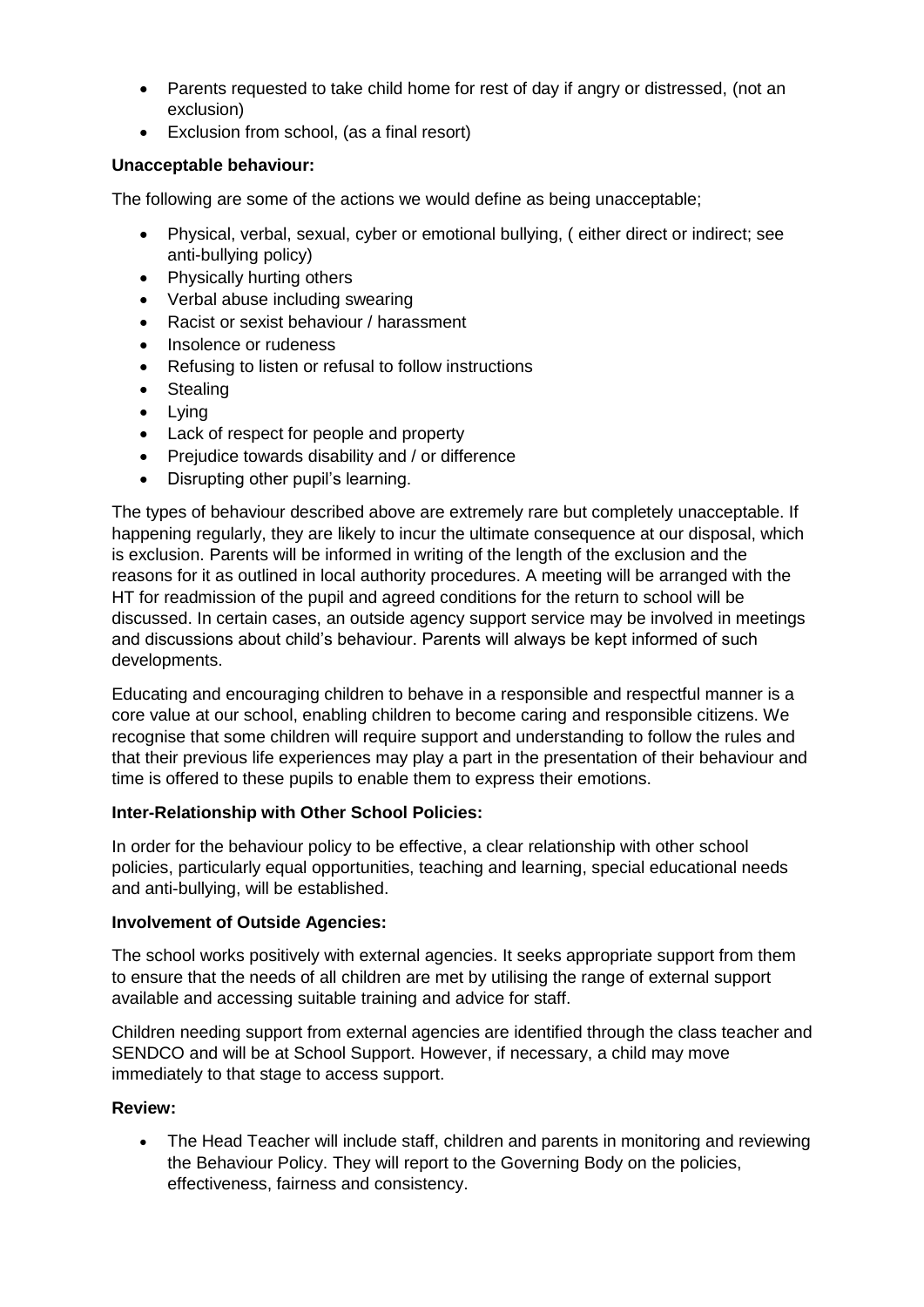- Parents requested to take child home for rest of day if angry or distressed, (not an exclusion)
- Exclusion from school, (as a final resort)

**Unacceptable behaviour:**

The following are some of the actions we would define as being unacceptable;

- Physical, verbal, sexual, cyber or emotional bullying, ( either direct or indirect; see anti-bullying policy)
- Physically hurting others
- Verbal abuse including swearing
- Racist or sexist behaviour / harassment
- Insolence or rudeness
- Refusing to listen or refusal to follow instructions
- Stealing
- Lying
- Lack of respect for people and property
- Prejudice towards disability and / or difference
- Disrupting other pupil's learning.

The types of behaviour described above are extremely rare but completely unacceptable. If happening regularly, they are likely to incur the ultimate consequence at our disposal, which is exclusion. Parents will be informed in writing of the length of the exclusion and the reasons for it as outlined in local authority procedures. A meeting will be arranged with the HT for readmission of the pupil and agreed conditions for the return to school will be discussed. In certain cases, an outside agency support service may be involved in meetings and discussions about child's behaviour. Parents will always be kept informed of such developments.

Educating and encouraging children to behave in a responsible and respectful manner is a core value at our school, enabling children to become caring and responsible citizens. We recognise that some children will require support and understanding to follow the rules and that their previous life experiences may play a part in the presentation of their behaviour and time is offered to these pupils to enable them to express their emotions.

**Inter-Relationship with Other School Policies:**

In order for the behaviour policy to be effective, a clear relationship with other school policies, particularly equal opportunities, teaching and learning, special educational needs and anti-bullying, will be established.

**Involvement of Outside Agencies:**

The school works positively with external agencies. It seeks appropriate support from them to ensure that the needs of all children are met by utilising the range of external support available and accessing suitable training and advice for staff.

Children needing support from external agencies are identified through the class teacher and SENDCO and will be at School Support. However, if necessary, a child may move immediately to that stage to access support.

**Review:**

- The Head Teacher will include staff, children and parents in monitoring and reviewing the Behaviour Policy. They will report to the Governing Body on the policies, effectiveness, fairness and consistency.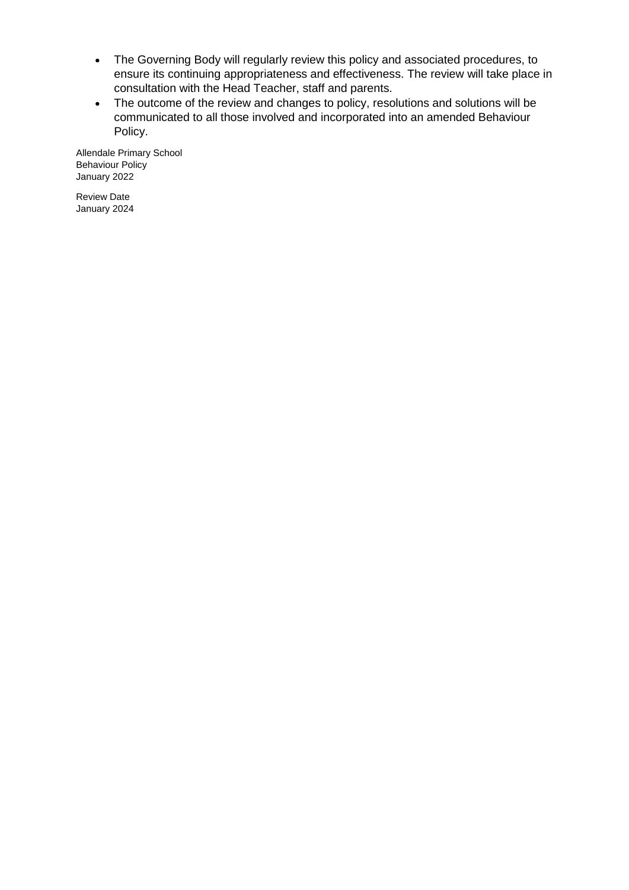- The Governing Body will regularly review this policy and associated procedures, to ensure its continuing appropriateness and effectiveness. The review will take place in consultation with the Head Teacher, staff and parents.
- The outcome of the review and changes to policy, resolutions and solutions will be communicated to all those involved and incorporated into an amended Behaviour Policy.

Allendale Primary School
Behaviour Policy
January 2022

Review Date
January 2024